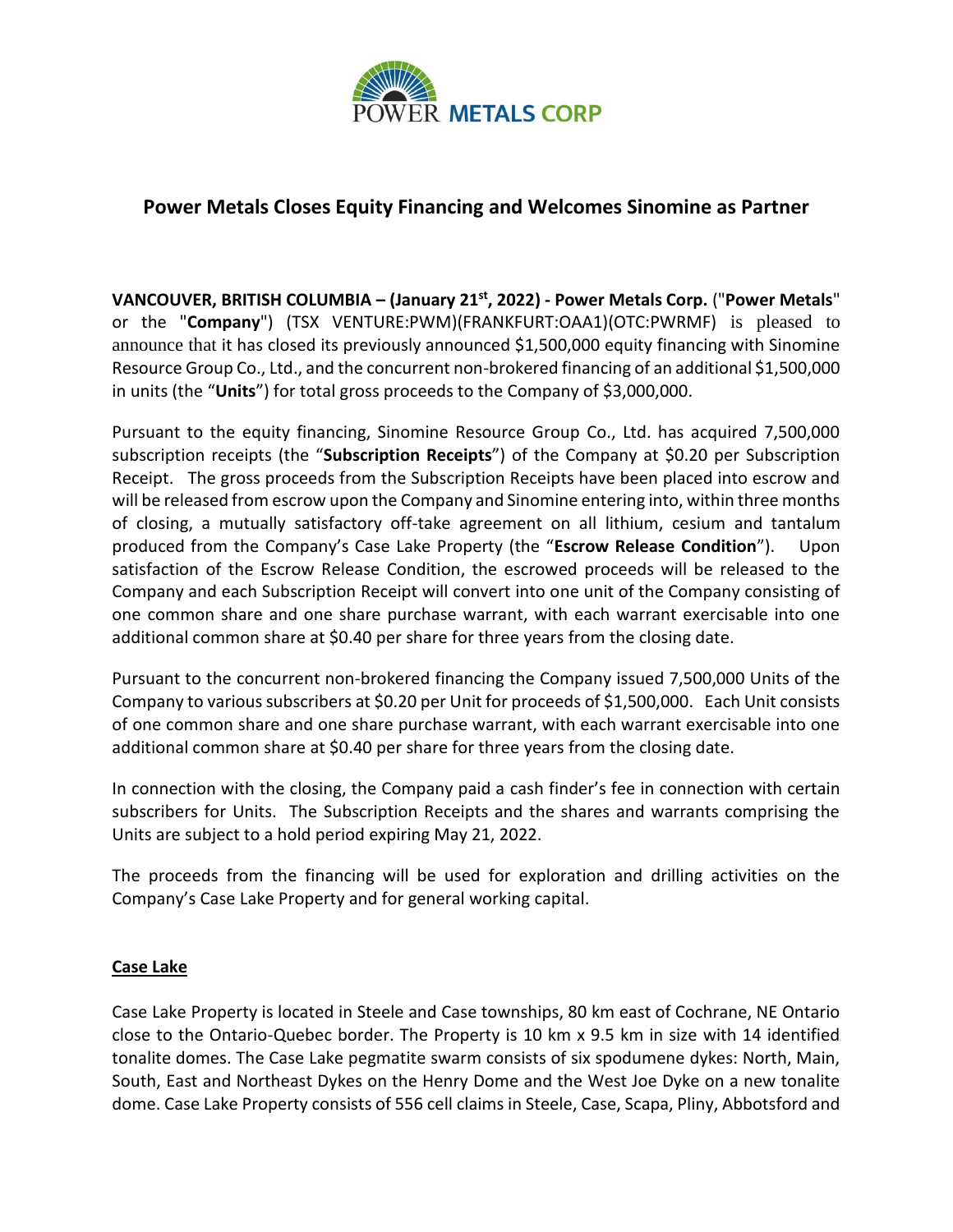# Power Metals Closes Equity Financing and Welcomes Sinomine as Partner

**VANCOUVER, BRITISH COLUMBIA – (January 21st, 2022) - Power Metals Corp.** ("**Power Metals**" or the "**Company**") (TSX VENTURE:PWM)(FRANKFURT:OAA1)(OTC:PWRMF) is pleased to announce that it has closed its previously announced $1,500,000 equity financing with Sinomine Resource Group Co., Ltd., and the concurrent non-brokered financing of an additional $1,500,000 in units (the "**Units**") for total gross proceeds to the Company of $3,000,000.

Pursuant to the equity financing, Sinomine Resource Group Co., Ltd. has acquired 7,500,000 subscription receipts (the "**Subscription Receipts**") of the Company at $0.20 per Subscription Receipt. The gross proceeds from the Subscription Receipts have been placed into escrow and will be released from escrow upon the Company and Sinomine entering into, within three months of closing, a mutually satisfactory off-take agreement on all lithium, cesium and tantalum produced from the Company's Case Lake Property (the "**Escrow Release Condition**"). Upon satisfaction of the Escrow Release Condition, the escrowed proceeds will be released to the Company and each Subscription Receipt will convert into one unit of the Company consisting of one common share and one share purchase warrant, with each warrant exercisable into one additional common share at $0.40 per share for three years from the closing date.

Pursuant to the concurrent non-brokered financing the Company issued 7,500,000 Units of the Company to various subscribers at $0.20 per Unit for proceeds of $1,500,000. Each Unit consists of one common share and one share purchase warrant, with each warrant exercisable into one additional common share at $0.40 per share for three years from the closing date.

In connection with the closing, the Company paid a cash finder's fee in connection with certain subscribers for Units. The Subscription Receipts and the shares and warrants comprising the Units are subject to a hold period expiring May 21, 2022.

The proceeds from the financing will be used for exploration and drilling activities on the Company's Case Lake Property and for general working capital.

## Case Lake

Case Lake Property is located in Steele and Case townships, 80 km east of Cochrane, NE Ontario close to the Ontario-Quebec border. The Property is 10 km x 9.5 km in size with 14 identified tonalite domes. The Case Lake pegmatite swarm consists of six spodumene dykes: North, Main, South, East and Northeast Dykes on the Henry Dome and the West Joe Dyke on a new tonalite dome. Case Lake Property consists of 556 cell claims in Steele, Case, Scapa, Pliny, Abbotsford and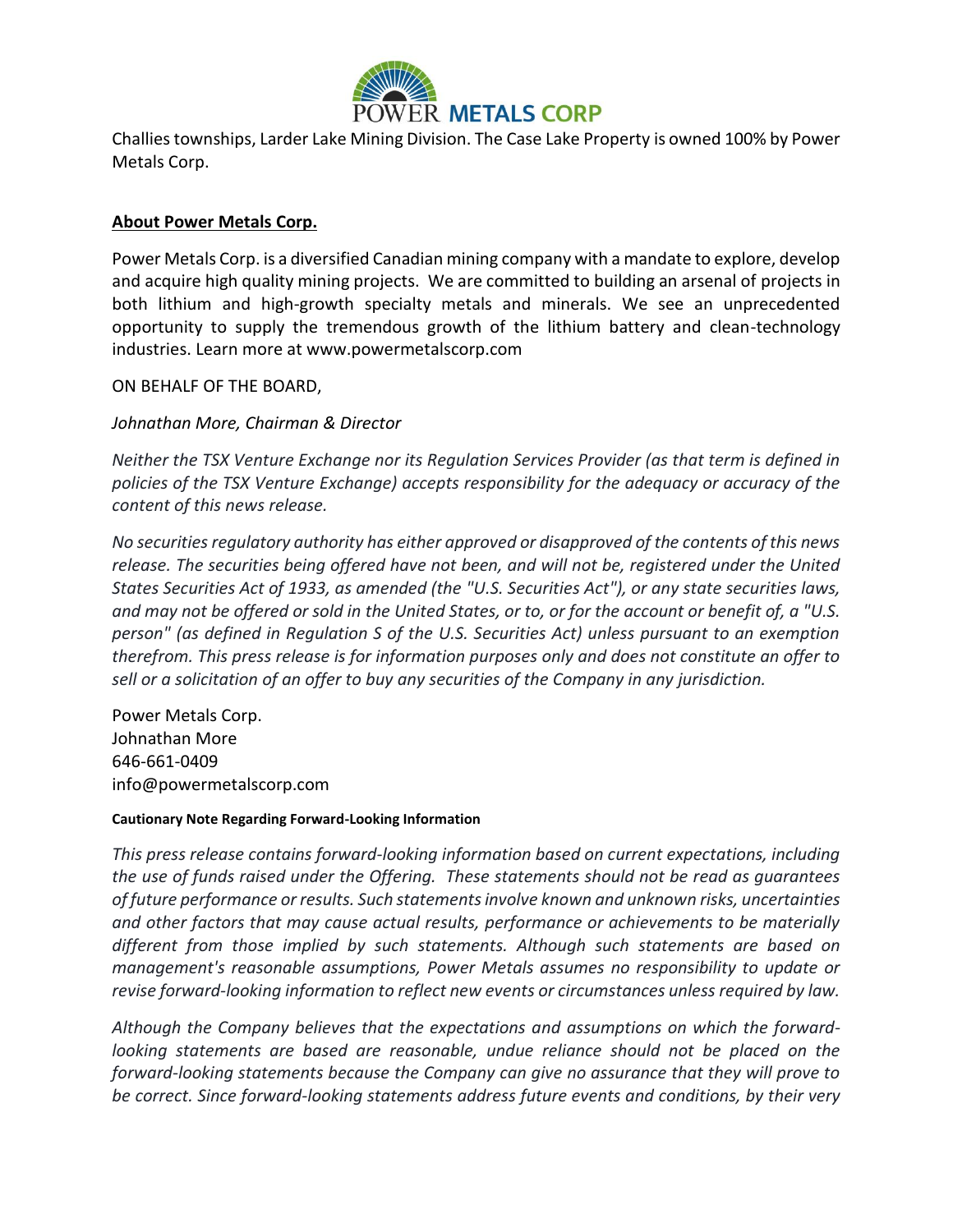Challies townships, Larder Lake Mining Division. The Case Lake Property is owned 100% by Power Metals Corp.

**About Power Metals Corp.**

Power Metals Corp. is a diversified Canadian mining company with a mandate to explore, develop and acquire high quality mining projects. We are committed to building an arsenal of projects in both lithium and high-growth specialty metals and minerals. We see an unprecedented opportunity to supply the tremendous growth of the lithium battery and clean-technology industries. Learn more at www.powermetalscorp.com

ON BEHALF OF THE BOARD,

*Johnathan More, Chairman & Director*

*Neither the TSX Venture Exchange nor its Regulation Services Provider (as that term is defined in policies of the TSX Venture Exchange) accepts responsibility for the adequacy or accuracy of the content of this news release.*

*No securities regulatory authority has either approved or disapproved of the contents of this news release. The securities being offered have not been, and will not be, registered under the United States Securities Act of 1933, as amended (the "U.S. Securities Act"), or any state securities laws, and may not be offered or sold in the United States, or to, or for the account or benefit of, a "U.S. person" (as defined in Regulation S of the U.S. Securities Act) unless pursuant to an exemption therefrom. This press release is for information purposes only and does not constitute an offer to sell or a solicitation of an offer to buy any securities of the Company in any jurisdiction.*

Power Metals Corp.
Johnathan More
646-661-0409
info@powermetalscorp.com

**Cautionary Note Regarding Forward-Looking Information**

*This press release contains forward-looking information based on current expectations, including the use of funds raised under the Offering. These statements should not be read as guarantees of future performance or results. Such statements involve known and unknown risks, uncertainties and other factors that may cause actual results, performance or achievements to be materially different from those implied by such statements. Although such statements are based on management's reasonable assumptions, Power Metals assumes no responsibility to update or revise forward-looking information to reflect new events or circumstances unless required by law.*

*Although the Company believes that the expectations and assumptions on which the forward-looking statements are based are reasonable, undue reliance should not be placed on the forward-looking statements because the Company can give no assurance that they will prove to be correct. Since forward-looking statements address future events and conditions, by their very*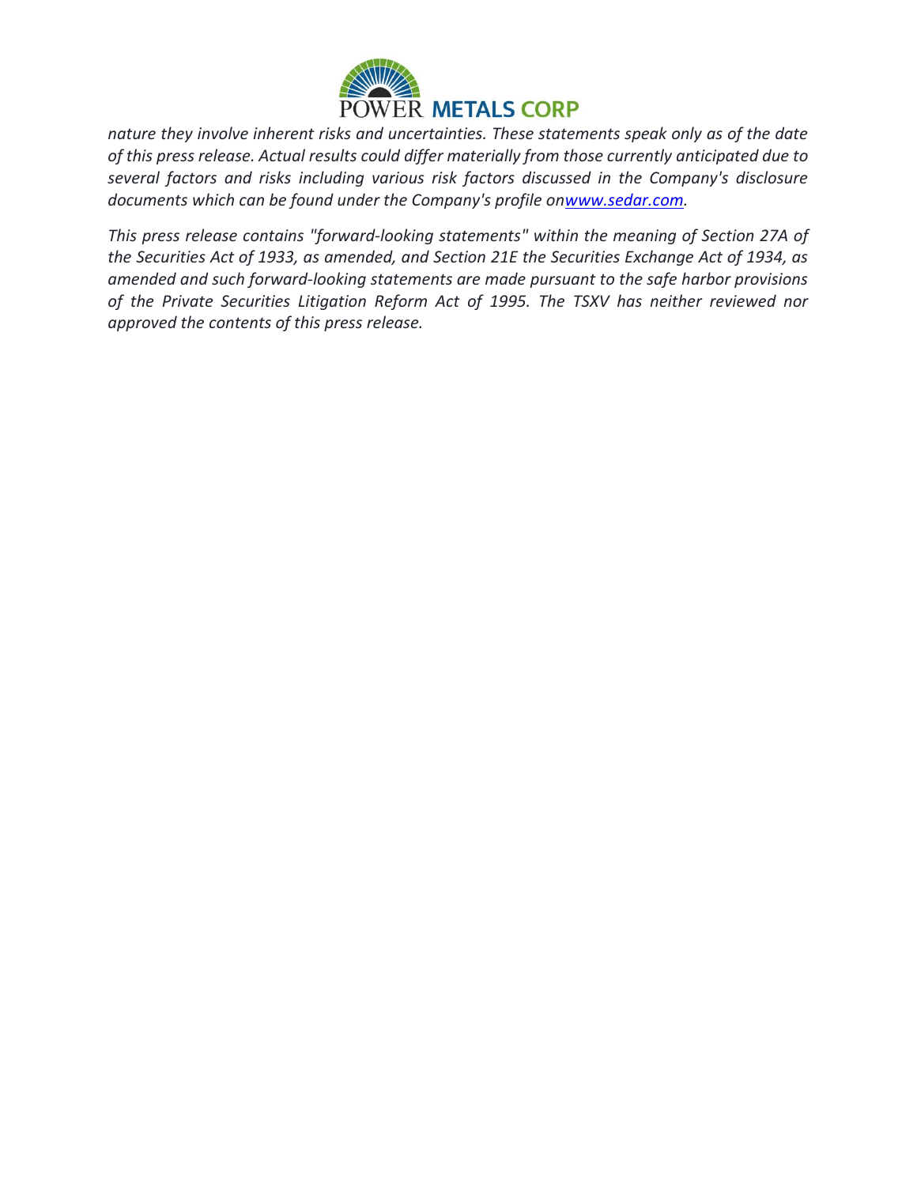*nature they involve inherent risks and uncertainties. These statements speak only as of the date of this press release. Actual results could differ materially from those currently anticipated due to several factors and risks including various risk factors discussed in the Company's disclosure documents which can be found under the Company's profile on[www.sedar.com](http://www.sedar.com).*

*This press release contains "forward-looking statements" within the meaning of Section 27A of the Securities Act of 1933, as amended, and Section 21E the Securities Exchange Act of 1934, as amended and such forward-looking statements are made pursuant to the safe harbor provisions of the Private Securities Litigation Reform Act of 1995. The TSXV has neither reviewed nor approved the contents of this press release.*